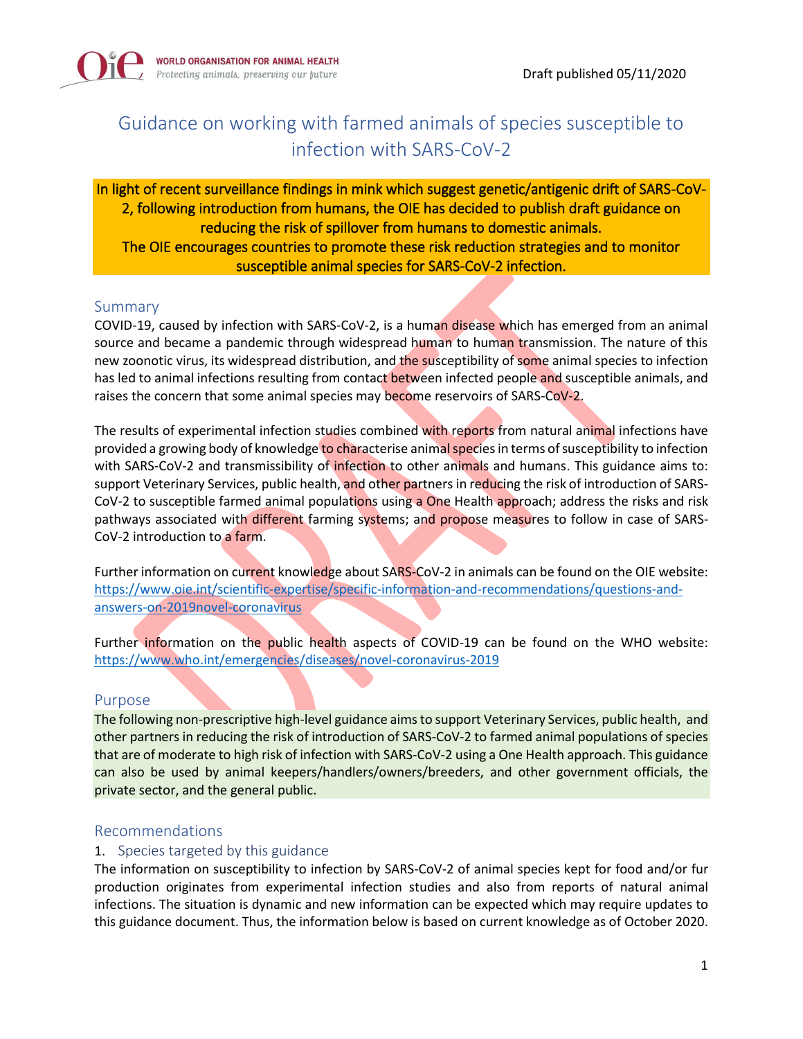WORLD ORGANISATION FOR ANIMAL HEALTH
*Protecting animals, preserving our future*

Draft published 05/11/2020

# Guidance on working with farmed animals of species susceptible to infection with SARS-CoV-2

**In light of recent surveillance findings in mink which suggest genetic/antigenic drift of SARS-CoV-2, following introduction from humans, the OIE has decided to publish draft guidance on reducing the risk of spillover from humans to domestic animals.**
**The OIE encourages countries to promote these risk reduction strategies and to monitor susceptible animal species for SARS-CoV-2 infection.**

## Summary

COVID-19, caused by infection with SARS-CoV-2, is a human disease which has emerged from an animal source and became a pandemic through widespread human to human transmission. The nature of this new zoonotic virus, its widespread distribution, and the susceptibility of some animal species to infection has led to animal infections resulting from contact between infected people and susceptible animals, and raises the concern that some animal species may become reservoirs of SARS-CoV-2.

The results of experimental infection studies combined with reports from natural animal infections have provided a growing body of knowledge to characterise animal species in terms of susceptibility to infection with SARS-CoV-2 and transmissibility of infection to other animals and humans. This guidance aims to: support Veterinary Services, public health, and other partners in reducing the risk of introduction of SARS-CoV-2 to susceptible farmed animal populations using a One Health approach; address the risks and risk pathways associated with different farming systems; and propose measures to follow in case of SARS-CoV-2 introduction to a farm.

Further information on current knowledge about SARS-CoV-2 in animals can be found on the OIE website: https://www.oie.int/scientific-expertise/specific-information-and-recommendations/questions-and-answers-on-2019novel-coronavirus

Further information on the public health aspects of COVID-19 can be found on the WHO website: https://www.who.int/emergencies/diseases/novel-coronavirus-2019

## Purpose

The following non-prescriptive high-level guidance aims to support Veterinary Services, public health, and other partners in reducing the risk of introduction of SARS-CoV-2 to farmed animal populations of species that are of moderate to high risk of infection with SARS-CoV-2 using a One Health approach. This guidance can also be used by animal keepers/handlers/owners/breeders, and other government officials, the private sector, and the general public.

## Recommendations

### 1. Species targeted by this guidance

The information on susceptibility to infection by SARS-CoV-2 of animal species kept for food and/or fur production originates from experimental infection studies and also from reports of natural animal infections. The situation is dynamic and new information can be expected which may require updates to this guidance document. Thus, the information below is based on current knowledge as of October 2020.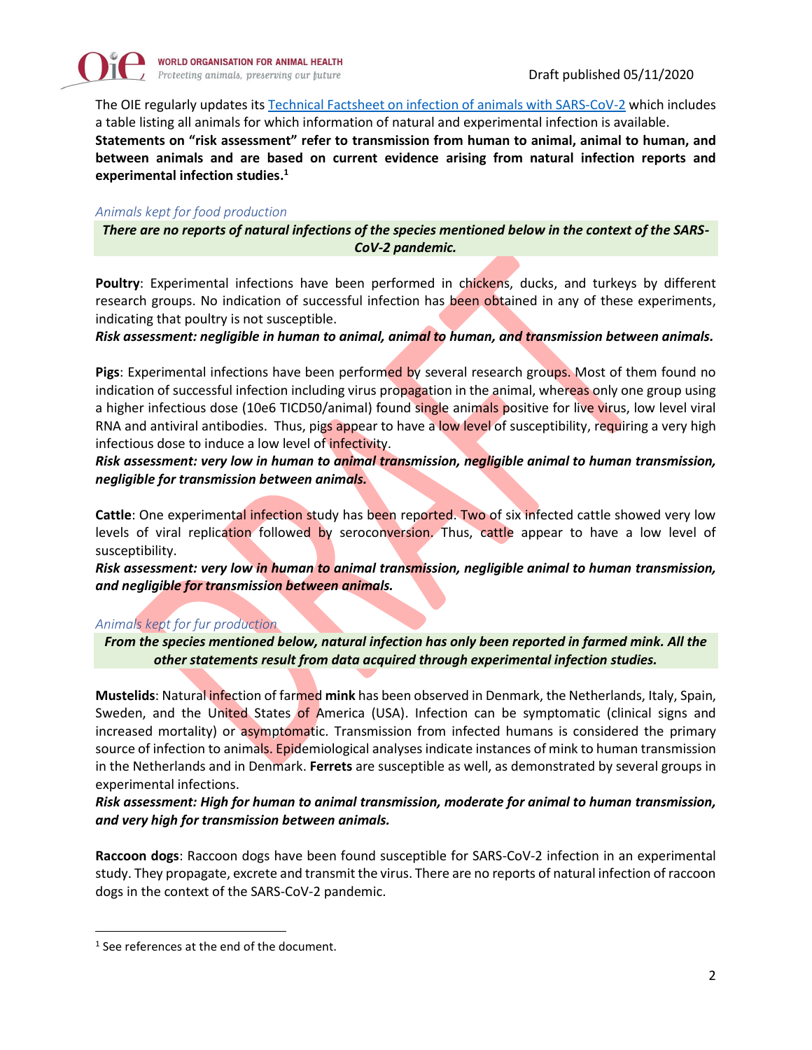The OIE regularly updates its [Technical Factsheet on infection of animals with SARS-CoV-2](Technical Factsheet on infection of animals with SARS-CoV-2) which includes a table listing all animals for which information of natural and experimental infection is available.
**Statements on "risk assessment" refer to transmission from human to animal, animal to human, and between animals and are based on current evidence arising from natural infection reports and experimental infection studies.**[1]

### *Animals kept for food production*

***There are no reports of natural infections of the species mentioned below in the context of the SARS-CoV-2 pandemic.***

**Poultry**: Experimental infections have been performed in chickens, ducks, and turkeys by different research groups. No indication of successful infection has been obtained in any of these experiments, indicating that poultry is not susceptible.
***Risk assessment: negligible in human to animal, animal to human, and transmission between animals.***

**Pigs**: Experimental infections have been performed by several research groups. Most of them found no indication of successful infection including virus propagation in the animal, whereas only one group using a higher infectious dose (10e6 TICD50/animal) found single animals positive for live virus, low level viral RNA and antiviral antibodies. Thus, pigs appear to have a low level of susceptibility, requiring a very high infectious dose to induce a low level of infectivity.
***Risk assessment: very low in human to animal transmission, negligible animal to human transmission, negligible for transmission between animals.***

**Cattle**: One experimental infection study has been reported. Two of six infected cattle showed very low levels of viral replication followed by seroconversion. Thus, cattle appear to have a low level of susceptibility.
***Risk assessment: very low in human to animal transmission, negligible animal to human transmission, and negligible for transmission between animals.***

### *Animals kept for fur production*

***From the species mentioned below, natural infection has only been reported in farmed mink. All the other statements result from data acquired through experimental infection studies.***

**Mustelids**: Natural infection of farmed **mink** has been observed in Denmark, the Netherlands, Italy, Spain, Sweden, and the United States of America (USA). Infection can be symptomatic (clinical signs and increased mortality) or asymptomatic. Transmission from infected humans is considered the primary source of infection to animals. Epidemiological analyses indicate instances of mink to human transmission in the Netherlands and in Denmark. **Ferrets** are susceptible as well, as demonstrated by several groups in experimental infections.
***Risk assessment: High for human to animal transmission, moderate for animal to human transmission, and very high for transmission between animals.***

**Raccoon dogs**: Raccoon dogs have been found susceptible for SARS-CoV-2 infection in an experimental study. They propagate, excrete and transmit the virus. There are no reports of natural infection of raccoon dogs in the context of the SARS-CoV-2 pandemic.

---

[1] See references at the end of the document.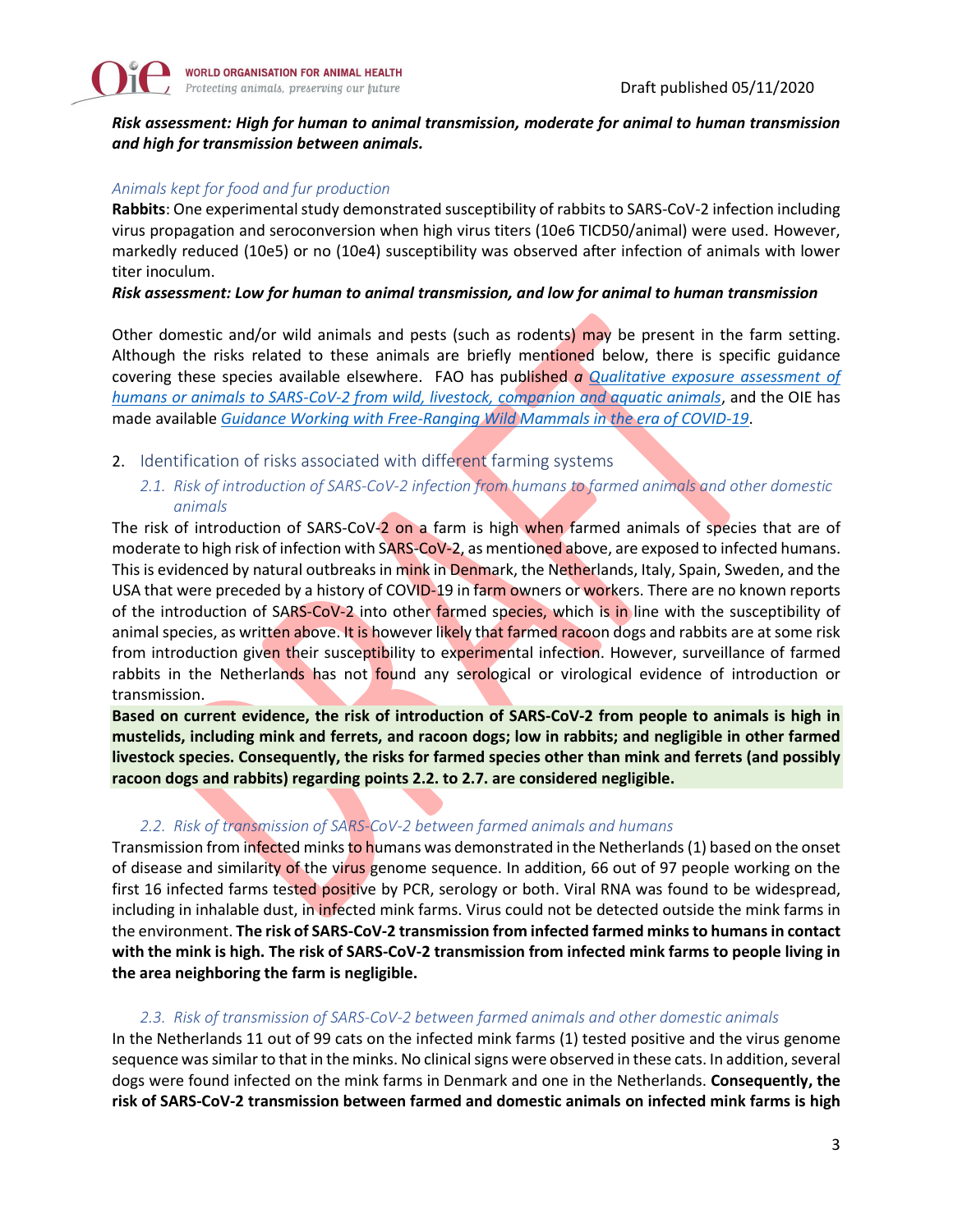***Risk assessment: High for human to animal transmission, moderate for animal to human transmission and high for transmission between animals.***

*Animals kept for food and fur production*

**Rabbits**: One experimental study demonstrated susceptibility of rabbits to SARS-CoV-2 infection including virus propagation and seroconversion when high virus titers (10e6 TICD50/animal) were used. However, markedly reduced (10e5) or no (10e4) susceptibility was observed after infection of animals with lower titer inoculum.

***Risk assessment: Low for human to animal transmission, and low for animal to human transmission***

Other domestic and/or wild animals and pests (such as rodents) may be present in the farm setting. Although the risks related to these animals are briefly mentioned below, there is specific guidance covering these species available elsewhere. FAO has published *a* *Qualitative exposure assessment of humans or animals to SARS-CoV-2 from wild, livestock, companion and aquatic animals*, and the OIE has made available *Guidance Working with Free-Ranging Wild Mammals in the era of COVID-19*.

## 2. Identification of risks associated with different farming systems

### *2.1. Risk of introduction of SARS-CoV-2 infection from humans to farmed animals and other domestic animals*

The risk of introduction of SARS-CoV-2 on a farm is high when farmed animals of species that are of moderate to high risk of infection with SARS-CoV-2, as mentioned above, are exposed to infected humans. This is evidenced by natural outbreaks in mink in Denmark, the Netherlands, Italy, Spain, Sweden, and the USA that were preceded by a history of COVID-19 in farm owners or workers. There are no known reports of the introduction of SARS-CoV-2 into other farmed species, which is in line with the susceptibility of animal species, as written above. It is however likely that farmed racoon dogs and rabbits are at some risk from introduction given their susceptibility to experimental infection. However, surveillance of farmed rabbits in the Netherlands has not found any serological or virological evidence of introduction or transmission.

**Based on current evidence, the risk of introduction of SARS-CoV-2 from people to animals is high in mustelids, including mink and ferrets, and racoon dogs; low in rabbits; and negligible in other farmed livestock species. Consequently, the risks for farmed species other than mink and ferrets (and possibly racoon dogs and rabbits) regarding points 2.2. to 2.7. are considered negligible.**

### *2.2. Risk of transmission of SARS-CoV-2 between farmed animals and humans*

Transmission from infected minks to humans was demonstrated in the Netherlands (1) based on the onset of disease and similarity of the virus genome sequence. In addition, 66 out of 97 people working on the first 16 infected farms tested positive by PCR, serology or both. Viral RNA was found to be widespread, including in inhalable dust, in infected mink farms. Virus could not be detected outside the mink farms in the environment. **The risk of SARS-CoV-2 transmission from infected farmed minks to humans in contact with the mink is high. The risk of SARS-CoV-2 transmission from infected mink farms to people living in the area neighboring the farm is negligible.**

### *2.3. Risk of transmission of SARS-CoV-2 between farmed animals and other domestic animals*

In the Netherlands 11 out of 99 cats on the infected mink farms (1) tested positive and the virus genome sequence was similar to that in the minks. No clinical signs were observed in these cats. In addition, several dogs were found infected on the mink farms in Denmark and one in the Netherlands. **Consequently, the risk of SARS-CoV-2 transmission between farmed and domestic animals on infected mink farms is high**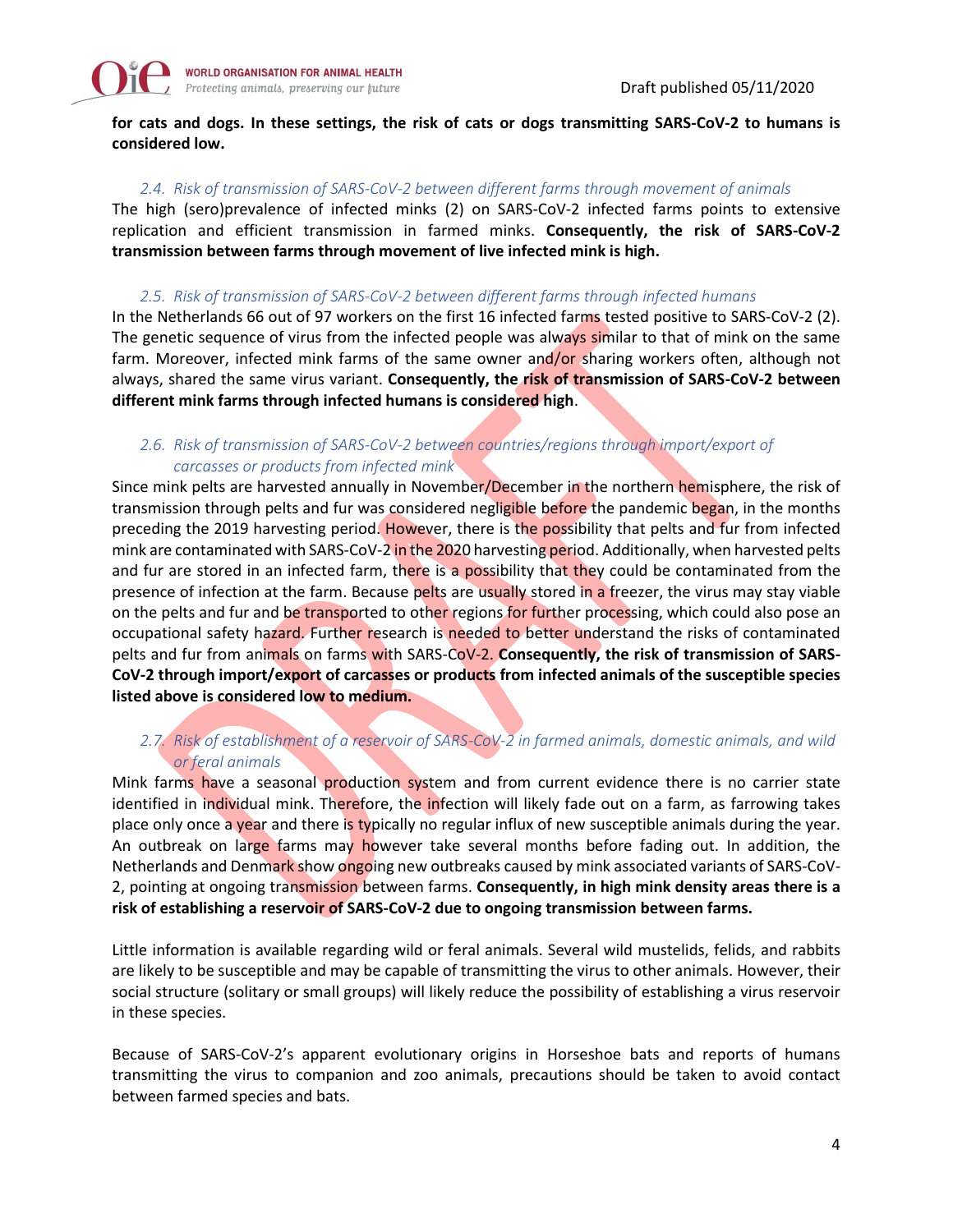**for cats and dogs. In these settings, the risk of cats or dogs transmitting SARS-CoV-2 to humans is considered low.**

### *2.4. Risk of transmission of SARS-CoV-2 between different farms through movement of animals*

The high (sero)prevalence of infected minks (2) on SARS-CoV-2 infected farms points to extensive replication and efficient transmission in farmed minks. **Consequently, the risk of SARS-CoV-2 transmission between farms through movement of live infected mink is high.**

### *2.5. Risk of transmission of SARS-CoV-2 between different farms through infected humans*

In the Netherlands 66 out of 97 workers on the first 16 infected farms tested positive to SARS-CoV-2 (2). The genetic sequence of virus from the infected people was always similar to that of mink on the same farm. Moreover, infected mink farms of the same owner and/or sharing workers often, although not always, shared the same virus variant. **Consequently, the risk of transmission of SARS-CoV-2 between different mink farms through infected humans is considered high**.

### *2.6. Risk of transmission of SARS-CoV-2 between countries/regions through import/export of carcasses or products from infected mink*

Since mink pelts are harvested annually in November/December in the northern hemisphere, the risk of transmission through pelts and fur was considered negligible before the pandemic began, in the months preceding the 2019 harvesting period. However, there is the possibility that pelts and fur from infected mink are contaminated with SARS-CoV-2 in the 2020 harvesting period. Additionally, when harvested pelts and fur are stored in an infected farm, there is a possibility that they could be contaminated from the presence of infection at the farm. Because pelts are usually stored in a freezer, the virus may stay viable on the pelts and fur and be transported to other regions for further processing, which could also pose an occupational safety hazard. Further research is needed to better understand the risks of contaminated pelts and fur from animals on farms with SARS-CoV-2. **Consequently, the risk of transmission of SARS-CoV-2 through import/export of carcasses or products from infected animals of the susceptible species listed above is considered low to medium.**

### *2.7. Risk of establishment of a reservoir of SARS-CoV-2 in farmed animals, domestic animals, and wild or feral animals*

Mink farms have a seasonal production system and from current evidence there is no carrier state identified in individual mink. Therefore, the infection will likely fade out on a farm, as farrowing takes place only once a year and there is typically no regular influx of new susceptible animals during the year. An outbreak on large farms may however take several months before fading out. In addition, the Netherlands and Denmark show ongoing new outbreaks caused by mink associated variants of SARS-CoV-2, pointing at ongoing transmission between farms. **Consequently, in high mink density areas there is a risk of establishing a reservoir of SARS-CoV-2 due to ongoing transmission between farms.**

Little information is available regarding wild or feral animals. Several wild mustelids, felids, and rabbits are likely to be susceptible and may be capable of transmitting the virus to other animals. However, their social structure (solitary or small groups) will likely reduce the possibility of establishing a virus reservoir in these species.

Because of SARS-CoV-2's apparent evolutionary origins in Horseshoe bats and reports of humans transmitting the virus to companion and zoo animals, precautions should be taken to avoid contact between farmed species and bats.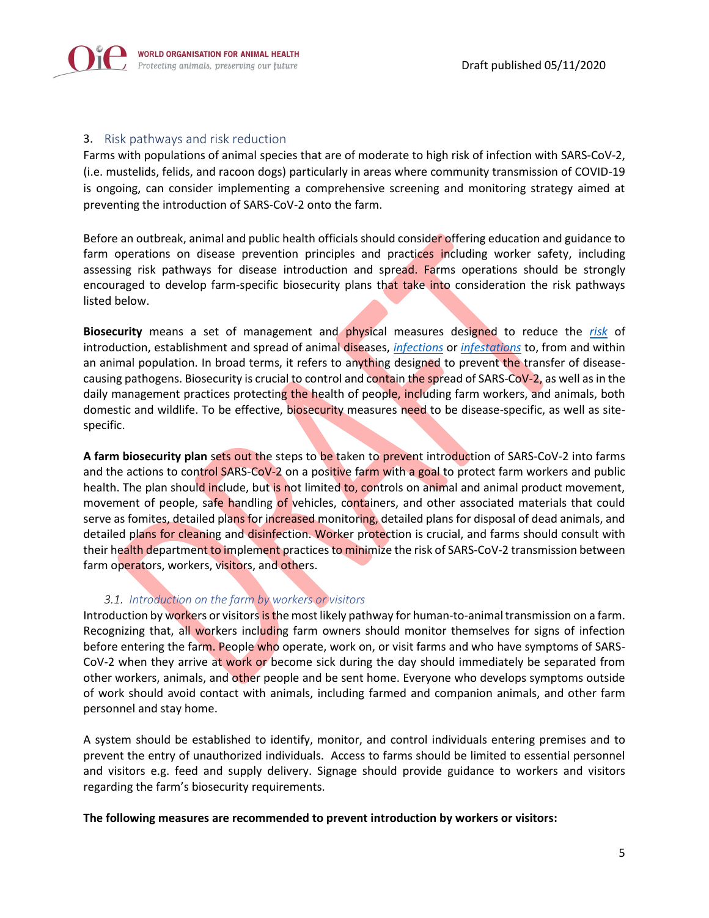## 3. Risk pathways and risk reduction

Farms with populations of animal species that are of moderate to high risk of infection with SARS-CoV-2, (i.e. mustelids, felids, and racoon dogs) particularly in areas where community transmission of COVID-19 is ongoing, can consider implementing a comprehensive screening and monitoring strategy aimed at preventing the introduction of SARS-CoV-2 onto the farm.

Before an outbreak, animal and public health officials should consider offering education and guidance to farm operations on disease prevention principles and practices including worker safety, including assessing risk pathways for disease introduction and spread. Farms operations should be strongly encouraged to develop farm-specific biosecurity plans that take into consideration the risk pathways listed below.

**Biosecurity** means a set of management and physical measures designed to reduce the *risk* of introduction, establishment and spread of animal diseases, *infections* or *infestations* to, from and within an animal population. In broad terms, it refers to anything designed to prevent the transfer of disease-causing pathogens. Biosecurity is crucial to control and contain the spread of SARS-CoV-2, as well as in the daily management practices protecting the health of people, including farm workers, and animals, both domestic and wildlife. To be effective, biosecurity measures need to be disease-specific, as well as site-specific.

**A farm biosecurity plan** sets out the steps to be taken to prevent introduction of SARS-CoV-2 into farms and the actions to control SARS-CoV-2 on a positive farm with a goal to protect farm workers and public health. The plan should include, but is not limited to, controls on animal and animal product movement, movement of people, safe handling of vehicles, containers, and other associated materials that could serve as fomites, detailed plans for increased monitoring, detailed plans for disposal of dead animals, and detailed plans for cleaning and disinfection. Worker protection is crucial, and farms should consult with their health department to implement practices to minimize the risk of SARS-CoV-2 transmission between farm operators, workers, visitors, and others.

### *3.1. Introduction on the farm by workers or visitors*

Introduction by workers or visitors is the most likely pathway for human-to-animal transmission on a farm. Recognizing that, all workers including farm owners should monitor themselves for signs of infection before entering the farm. People who operate, work on, or visit farms and who have symptoms of SARS-CoV-2 when they arrive at work or become sick during the day should immediately be separated from other workers, animals, and other people and be sent home. Everyone who develops symptoms outside of work should avoid contact with animals, including farmed and companion animals, and other farm personnel and stay home.

A system should be established to identify, monitor, and control individuals entering premises and to prevent the entry of unauthorized individuals. Access to farms should be limited to essential personnel and visitors e.g. feed and supply delivery. Signage should provide guidance to workers and visitors regarding the farm's biosecurity requirements.

**The following measures are recommended to prevent introduction by workers or visitors:**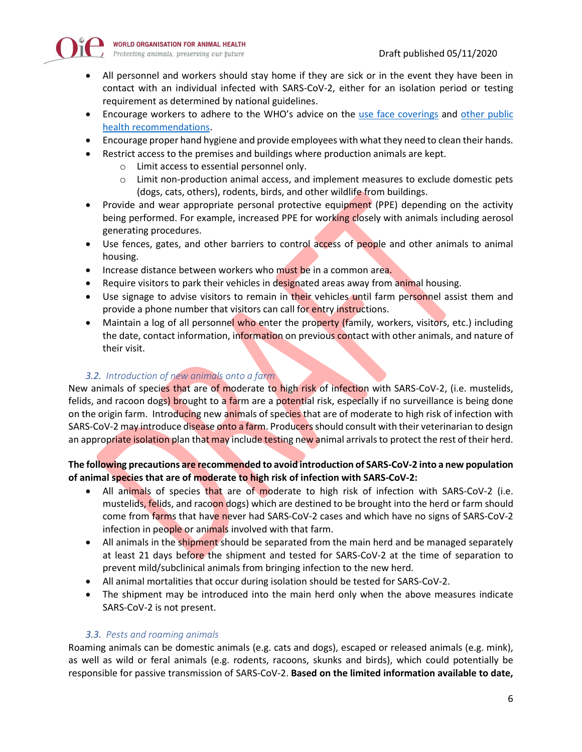- All personnel and workers should stay home if they are sick or in the event they have been in contact with an individual infected with SARS-CoV-2, either for an isolation period or testing requirement as determined by national guidelines.
- Encourage workers to adhere to the WHO's advice on the use face coverings and other public health recommendations.
- Encourage proper hand hygiene and provide employees with what they need to clean their hands.
- Restrict access to the premises and buildings where production animals are kept.
    - Limit access to essential personnel only.
    - Limit non-production animal access, and implement measures to exclude domestic pets (dogs, cats, others), rodents, birds, and other wildlife from buildings.
- Provide and wear appropriate personal protective equipment (PPE) depending on the activity being performed. For example, increased PPE for working closely with animals including aerosol generating procedures.
- Use fences, gates, and other barriers to control access of people and other animals to animal housing.
- Increase distance between workers who must be in a common area.
- Require visitors to park their vehicles in designated areas away from animal housing.
- Use signage to advise visitors to remain in their vehicles until farm personnel assist them and provide a phone number that visitors can call for entry instructions.
- Maintain a log of all personnel who enter the property (family, workers, visitors, etc.) including the date, contact information, information on previous contact with other animals, and nature of their visit.

### *3.2. Introduction of new animals onto a farm*

New animals of species that are of moderate to high risk of infection with SARS-CoV-2, (i.e. mustelids, felids, and racoon dogs) brought to a farm are a potential risk, especially if no surveillance is being done on the origin farm. Introducing new animals of species that are of moderate to high risk of infection with SARS-CoV-2 may introduce disease onto a farm. Producers should consult with their veterinarian to design an appropriate isolation plan that may include testing new animal arrivals to protect the rest of their herd.

**The following precautions are recommended to avoid introduction of SARS-CoV-2 into a new population of animal species that are of moderate to high risk of infection with SARS-CoV-2:**

- All animals of species that are of moderate to high risk of infection with SARS-CoV-2 (i.e. mustelids, felids, and racoon dogs) which are destined to be brought into the herd or farm should come from farms that have never had SARS-CoV-2 cases and which have no signs of SARS-CoV-2 infection in people or animals involved with that farm.
- All animals in the shipment should be separated from the main herd and be managed separately at least 21 days before the shipment and tested for SARS-CoV-2 at the time of separation to prevent mild/subclinical animals from bringing infection to the new herd.
- All animal mortalities that occur during isolation should be tested for SARS-CoV-2.
- The shipment may be introduced into the main herd only when the above measures indicate SARS-CoV-2 is not present.

### *3.3. Pests and roaming animals*

Roaming animals can be domestic animals (e.g. cats and dogs), escaped or released animals (e.g. mink), as well as wild or feral animals (e.g. rodents, racoons, skunks and birds), which could potentially be responsible for passive transmission of SARS-CoV-2. **Based on the limited information available to date,**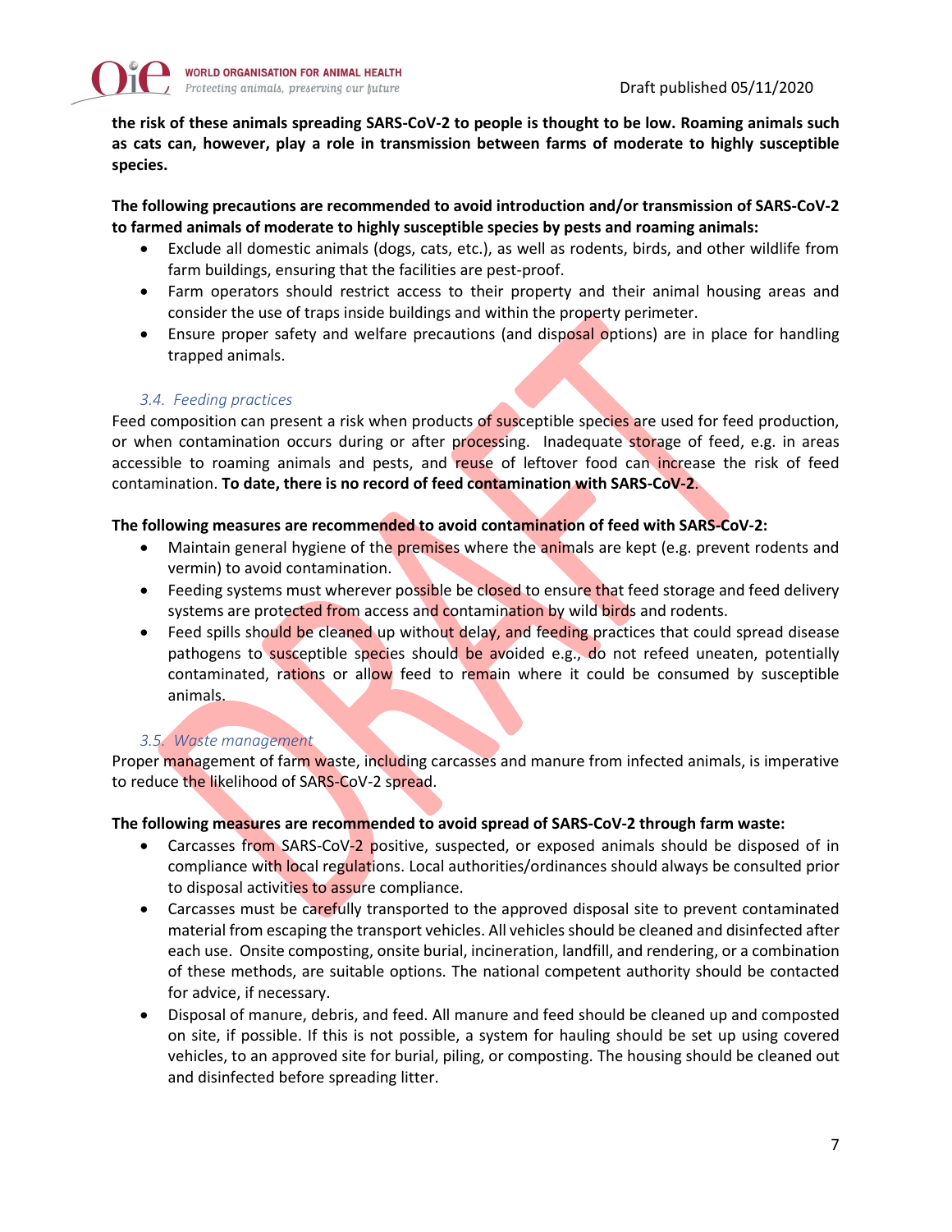**the risk of these animals spreading SARS-CoV-2 to people is thought to be low. Roaming animals such as cats can, however, play a role in transmission between farms of moderate to highly susceptible species.**

**The following precautions are recommended to avoid introduction and/or transmission of SARS-CoV-2 to farmed animals of moderate to highly susceptible species by pests and roaming animals:**

- Exclude all domestic animals (dogs, cats, etc.), as well as rodents, birds, and other wildlife from farm buildings, ensuring that the facilities are pest-proof.
- Farm operators should restrict access to their property and their animal housing areas and consider the use of traps inside buildings and within the property perimeter.
- Ensure proper safety and welfare precautions (and disposal options) are in place for handling trapped animals.

### *3.4. Feeding practices*

Feed composition can present a risk when products of susceptible species are used for feed production, or when contamination occurs during or after processing. Inadequate storage of feed, e.g. in areas accessible to roaming animals and pests, and reuse of leftover food can increase the risk of feed contamination. **To date, there is no record of feed contamination with SARS-CoV-2**.

**The following measures are recommended to avoid contamination of feed with SARS-CoV-2:**

- Maintain general hygiene of the premises where the animals are kept (e.g. prevent rodents and vermin) to avoid contamination.
- Feeding systems must wherever possible be closed to ensure that feed storage and feed delivery systems are protected from access and contamination by wild birds and rodents.
- Feed spills should be cleaned up without delay, and feeding practices that could spread disease pathogens to susceptible species should be avoided e.g., do not refeed uneaten, potentially contaminated, rations or allow feed to remain where it could be consumed by susceptible animals.

### *3.5. Waste management*

Proper management of farm waste, including carcasses and manure from infected animals, is imperative to reduce the likelihood of SARS-CoV-2 spread.

**The following measures are recommended to avoid spread of SARS-CoV-2 through farm waste:**

- Carcasses from SARS-CoV-2 positive, suspected, or exposed animals should be disposed of in compliance with local regulations. Local authorities/ordinances should always be consulted prior to disposal activities to assure compliance.
- Carcasses must be carefully transported to the approved disposal site to prevent contaminated material from escaping the transport vehicles. All vehicles should be cleaned and disinfected after each use. Onsite composting, onsite burial, incineration, landfill, and rendering, or a combination of these methods, are suitable options. The national competent authority should be contacted for advice, if necessary.
- Disposal of manure, debris, and feed. All manure and feed should be cleaned up and composted on site, if possible. If this is not possible, a system for hauling should be set up using covered vehicles, to an approved site for burial, piling, or composting. The housing should be cleaned out and disinfected before spreading litter.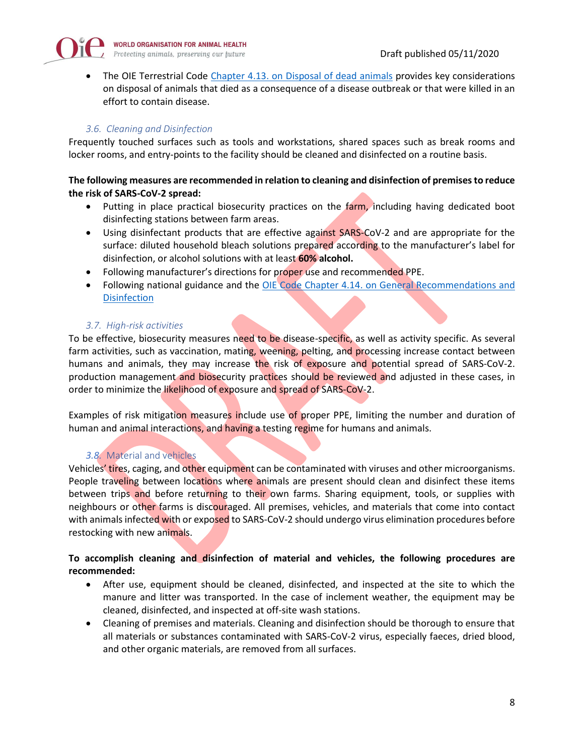- The OIE Terrestrial Code [Chapter 4.13. on Disposal of dead animals](#) provides key considerations on disposal of animals that died as a consequence of a disease outbreak or that were killed in an effort to contain disease.

### *3.6. Cleaning and Disinfection*

Frequently touched surfaces such as tools and workstations, shared spaces such as break rooms and locker rooms, and entry-points to the facility should be cleaned and disinfected on a routine basis.

**The following measures are recommended in relation to cleaning and disinfection of premises to reduce the risk of SARS-CoV-2 spread:**

- Putting in place practical biosecurity practices on the farm, including having dedicated boot disinfecting stations between farm areas.
- Using disinfectant products that are effective against SARS-CoV-2 and are appropriate for the surface: diluted household bleach solutions prepared according to the manufacturer's label for disinfection, or alcohol solutions with at least **60% alcohol.**
- Following manufacturer's directions for proper use and recommended PPE.
- Following national guidance and the [OIE Code Chapter 4.14. on General Recommendations and Disinfection](#)

### *3.7. High-risk activities*

To be effective, biosecurity measures need to be disease-specific, as well as activity specific. As several farm activities, such as vaccination, mating, weening, pelting, and processing increase contact between humans and animals, they may increase the risk of exposure and potential spread of SARS-CoV-2. production management and biosecurity practices should be reviewed and adjusted in these cases, in order to minimize the likelihood of exposure and spread of SARS-CoV-2.

Examples of risk mitigation measures include use of proper PPE, limiting the number and duration of human and animal interactions, and having a testing regime for humans and animals.

### *3.8. Material and vehicles*

Vehicles' tires, caging, and other equipment can be contaminated with viruses and other microorganisms. People traveling between locations where animals are present should clean and disinfect these items between trips and before returning to their own farms. Sharing equipment, tools, or supplies with neighbours or other farms is discouraged. All premises, vehicles, and materials that come into contact with animals infected with or exposed to SARS-CoV-2 should undergo virus elimination procedures before restocking with new animals.

**To accomplish cleaning and disinfection of material and vehicles, the following procedures are recommended:**

- After use, equipment should be cleaned, disinfected, and inspected at the site to which the manure and litter was transported. In the case of inclement weather, the equipment may be cleaned, disinfected, and inspected at off-site wash stations.
- Cleaning of premises and materials. Cleaning and disinfection should be thorough to ensure that all materials or substances contaminated with SARS-CoV-2 virus, especially faeces, dried blood, and other organic materials, are removed from all surfaces.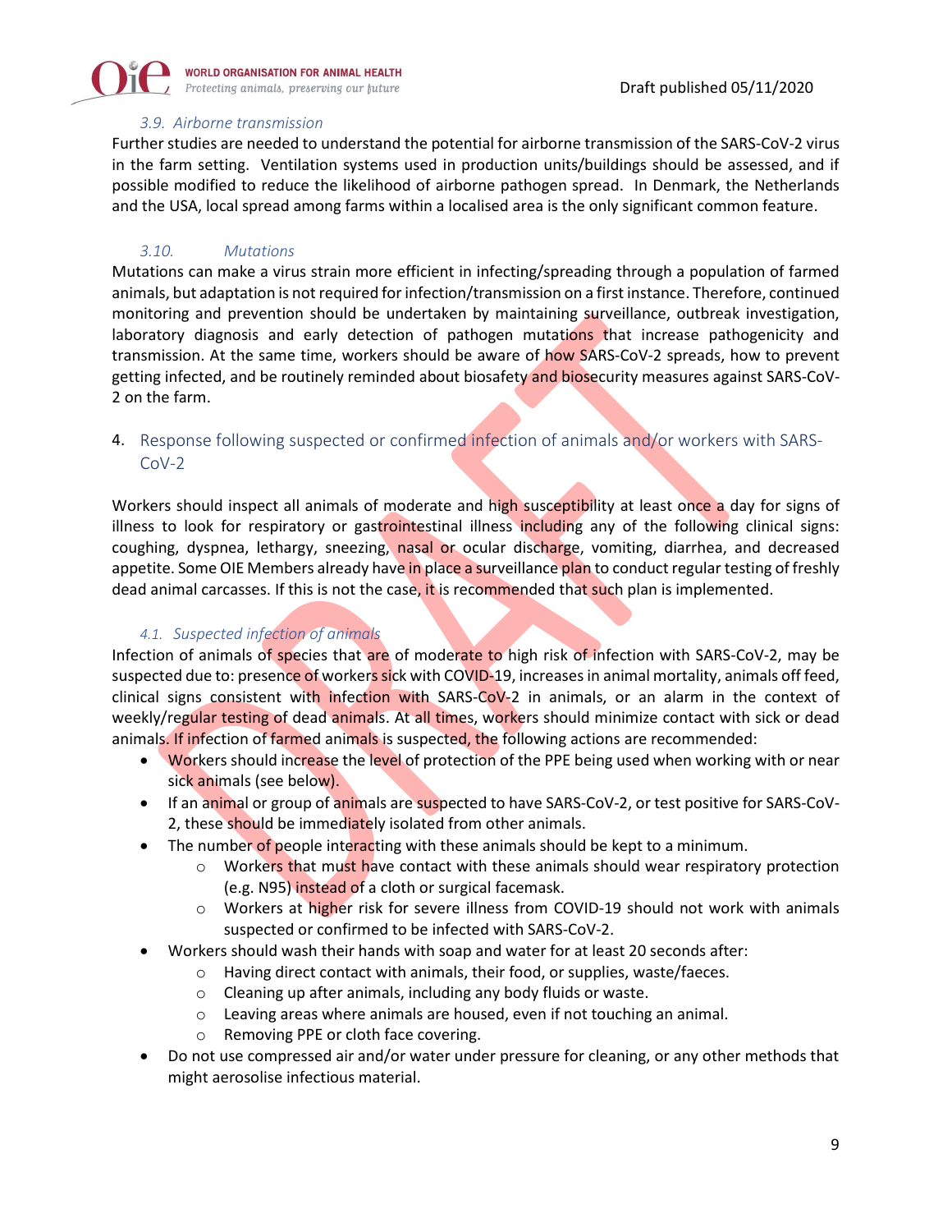### 3.9. Airborne transmission

Further studies are needed to understand the potential for airborne transmission of the SARS-CoV-2 virus in the farm setting. Ventilation systems used in production units/buildings should be assessed, and if possible modified to reduce the likelihood of airborne pathogen spread. In Denmark, the Netherlands and the USA, local spread among farms within a localised area is the only significant common feature.

### 3.10. Mutations

Mutations can make a virus strain more efficient in infecting/spreading through a population of farmed animals, but adaptation is not required for infection/transmission on a first instance. Therefore, continued monitoring and prevention should be undertaken by maintaining surveillance, outbreak investigation, laboratory diagnosis and early detection of pathogen mutations that increase pathogenicity and transmission. At the same time, workers should be aware of how SARS-CoV-2 spreads, how to prevent getting infected, and be routinely reminded about biosafety and biosecurity measures against SARS-CoV-2 on the farm.

## 4. Response following suspected or confirmed infection of animals and/or workers with SARS-CoV-2

Workers should inspect all animals of moderate and high susceptibility at least once a day for signs of illness to look for respiratory or gastrointestinal illness including any of the following clinical signs: coughing, dyspnea, lethargy, sneezing, nasal or ocular discharge, vomiting, diarrhea, and decreased appetite. Some OIE Members already have in place a surveillance plan to conduct regular testing of freshly dead animal carcasses. If this is not the case, it is recommended that such plan is implemented.

### 4.1. Suspected infection of animals

Infection of animals of species that are of moderate to high risk of infection with SARS-CoV-2, may be suspected due to: presence of workers sick with COVID-19, increases in animal mortality, animals off feed, clinical signs consistent with infection with SARS-CoV-2 in animals, or an alarm in the context of weekly/regular testing of dead animals. At all times, workers should minimize contact with sick or dead animals. If infection of farmed animals is suspected, the following actions are recommended:

- Workers should increase the level of protection of the PPE being used when working with or near sick animals (see below).
- If an animal or group of animals are suspected to have SARS-CoV-2, or test positive for SARS-CoV-2, these should be immediately isolated from other animals.
- The number of people interacting with these animals should be kept to a minimum.
  - Workers that must have contact with these animals should wear respiratory protection (e.g. N95) instead of a cloth or surgical facemask.
  - Workers at higher risk for severe illness from COVID-19 should not work with animals suspected or confirmed to be infected with SARS-CoV-2.
- Workers should wash their hands with soap and water for at least 20 seconds after:
  - Having direct contact with animals, their food, or supplies, waste/faeces.
  - Cleaning up after animals, including any body fluids or waste.
  - Leaving areas where animals are housed, even if not touching an animal.
  - Removing PPE or cloth face covering.
- Do not use compressed air and/or water under pressure for cleaning, or any other methods that might aerosolise infectious material.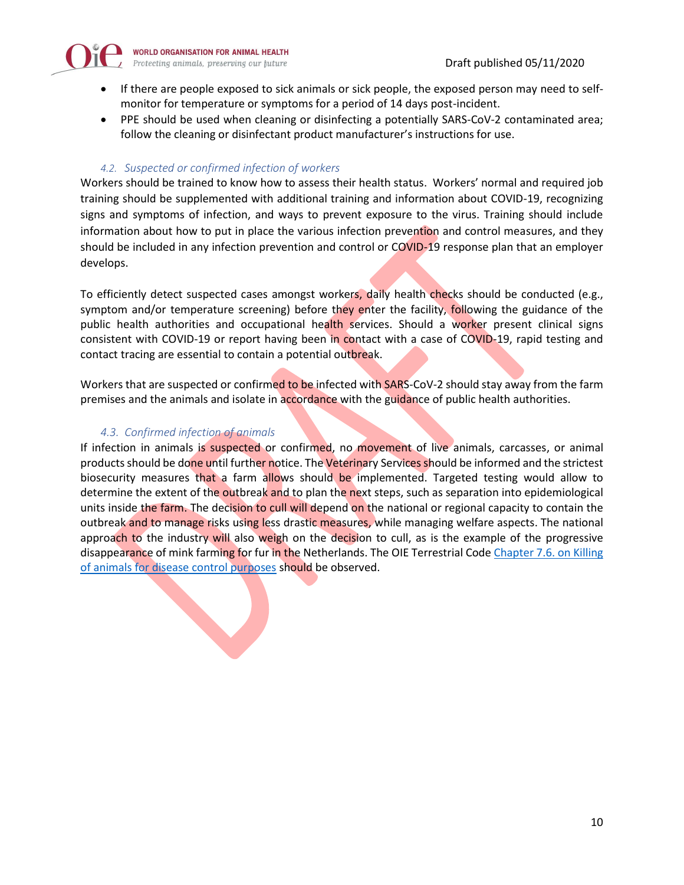- If there are people exposed to sick animals or sick people, the exposed person may need to self-monitor for temperature or symptoms for a period of 14 days post-incident.
- PPE should be used when cleaning or disinfecting a potentially SARS-CoV-2 contaminated area; follow the cleaning or disinfectant product manufacturer's instructions for use.

### *4.2. Suspected or confirmed infection of workers*

Workers should be trained to know how to assess their health status. Workers' normal and required job training should be supplemented with additional training and information about COVID-19, recognizing signs and symptoms of infection, and ways to prevent exposure to the virus. Training should include information about how to put in place the various infection prevention and control measures, and they should be included in any infection prevention and control or COVID-19 response plan that an employer develops.

To efficiently detect suspected cases amongst workers, daily health checks should be conducted (e.g., symptom and/or temperature screening) before they enter the facility, following the guidance of the public health authorities and occupational health services. Should a worker present clinical signs consistent with COVID-19 or report having been in contact with a case of COVID-19, rapid testing and contact tracing are essential to contain a potential outbreak.

Workers that are suspected or confirmed to be infected with SARS-CoV-2 should stay away from the farm premises and the animals and isolate in accordance with the guidance of public health authorities.

### *4.3. Confirmed infection of animals*

If infection in animals is suspected or confirmed, no movement of live animals, carcasses, or animal products should be done until further notice. The Veterinary Services should be informed and the strictest biosecurity measures that a farm allows should be implemented. Targeted testing would allow to determine the extent of the outbreak and to plan the next steps, such as separation into epidemiological units inside the farm. The decision to cull will depend on the national or regional capacity to contain the outbreak and to manage risks using less drastic measures, while managing welfare aspects. The national approach to the industry will also weigh on the decision to cull, as is the example of the progressive disappearance of mink farming for fur in the Netherlands. The OIE Terrestrial Code [Chapter 7.6. on Killing of animals for disease control purposes] should be observed.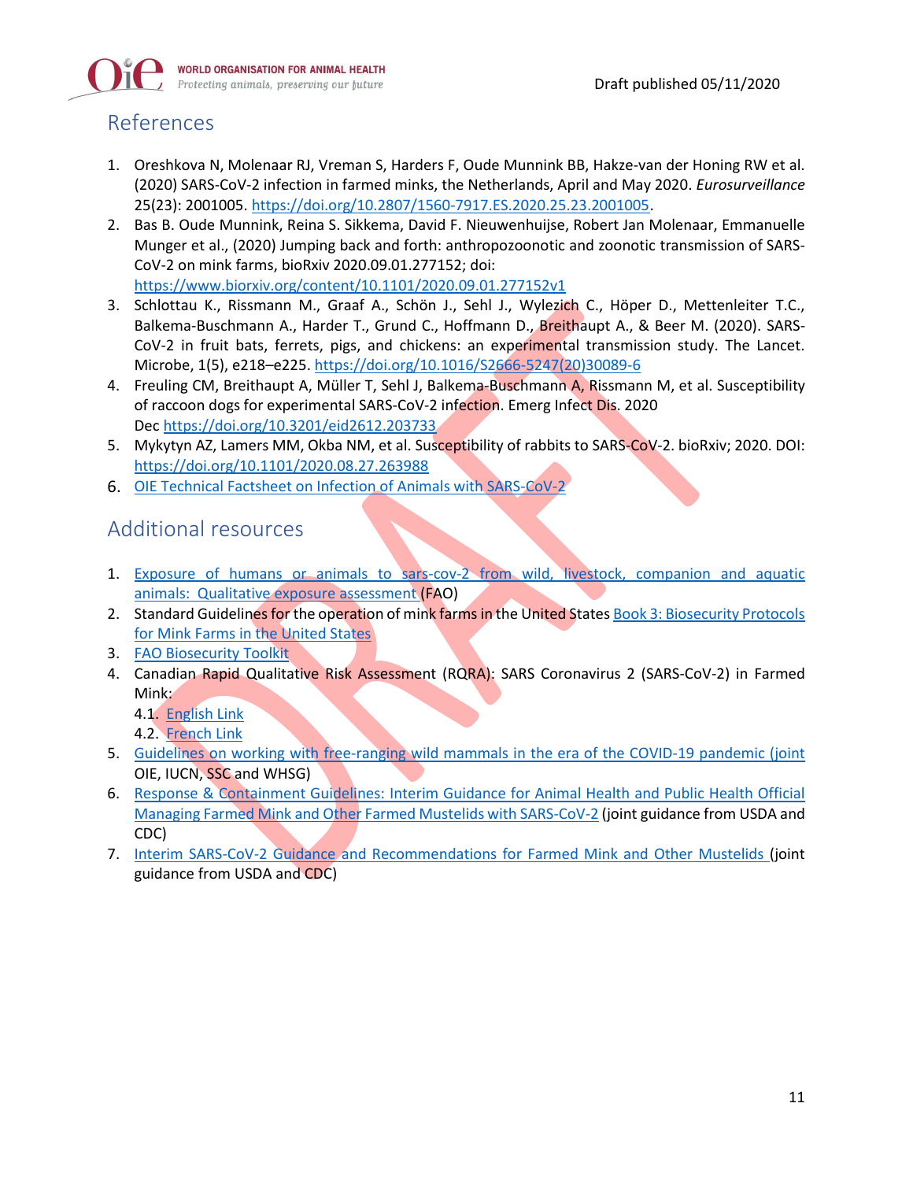## References

1. Oreshkova N, Molenaar RJ, Vreman S, Harders F, Oude Munnink BB, Hakze-van der Honing RW et al. (2020) SARS-CoV-2 infection in farmed minks, the Netherlands, April and May 2020. *Eurosurveillance* 25(23): 2001005. https://doi.org/10.2807/1560-7917.ES.2020.25.23.2001005.
2. Bas B. Oude Munnink, Reina S. Sikkema, David F. Nieuwenhuijse, Robert Jan Molenaar, Emmanuelle Munger et al., (2020) Jumping back and forth: anthropozoonotic and zoonotic transmission of SARS-CoV-2 on mink farms, bioRxiv 2020.09.01.277152; doi: https://www.biorxiv.org/content/10.1101/2020.09.01.277152v1
3. Schlottau K., Rissmann M., Graaf A., Schön J., Sehl J., Wylezich C., Höper D., Mettenleiter T.C., Balkema-Buschmann A., Harder T., Grund C., Hoffmann D., Breithaupt A., & Beer M. (2020). SARS-CoV-2 in fruit bats, ferrets, pigs, and chickens: an experimental transmission study. The Lancet. Microbe, 1(5), e218–e225. https://doi.org/10.1016/S2666-5247(20)30089-6
4. Freuling CM, Breithaupt A, Müller T, Sehl J, Balkema-Buschmann A, Rissmann M, et al. Susceptibility of raccoon dogs for experimental SARS-CoV-2 infection. Emerg Infect Dis. 2020 Dec https://doi.org/10.3201/eid2612.203733
5. Mykytyn AZ, Lamers MM, Okba NM, et al. Susceptibility of rabbits to SARS-CoV-2. bioRxiv; 2020. DOI: https://doi.org/10.1101/2020.08.27.263988
6. OIE Technical Factsheet on Infection of Animals with SARS-CoV-2

## Additional resources

1. Exposure of humans or animals to sars-cov-2 from wild, livestock, companion and aquatic animals: Qualitative exposure assessment (FAO)
2. Standard Guidelines for the operation of mink farms in the United States Book 3: Biosecurity Protocols for Mink Farms in the United States
3. FAO Biosecurity Toolkit
4. Canadian Rapid Qualitative Risk Assessment (RQRA): SARS Coronavirus 2 (SARS-CoV-2) in Farmed Mink:
   4.1. English Link
   4.2. French Link
5. Guidelines on working with free-ranging wild mammals in the era of the COVID-19 pandemic (joint OIE, IUCN, SSC and WHSG)
6. Response & Containment Guidelines: Interim Guidance for Animal Health and Public Health Official Managing Farmed Mink and Other Farmed Mustelids with SARS-CoV-2 (joint guidance from USDA and CDC)
7. Interim SARS-CoV-2 Guidance and Recommendations for Farmed Mink and Other Mustelids (joint guidance from USDA and CDC)